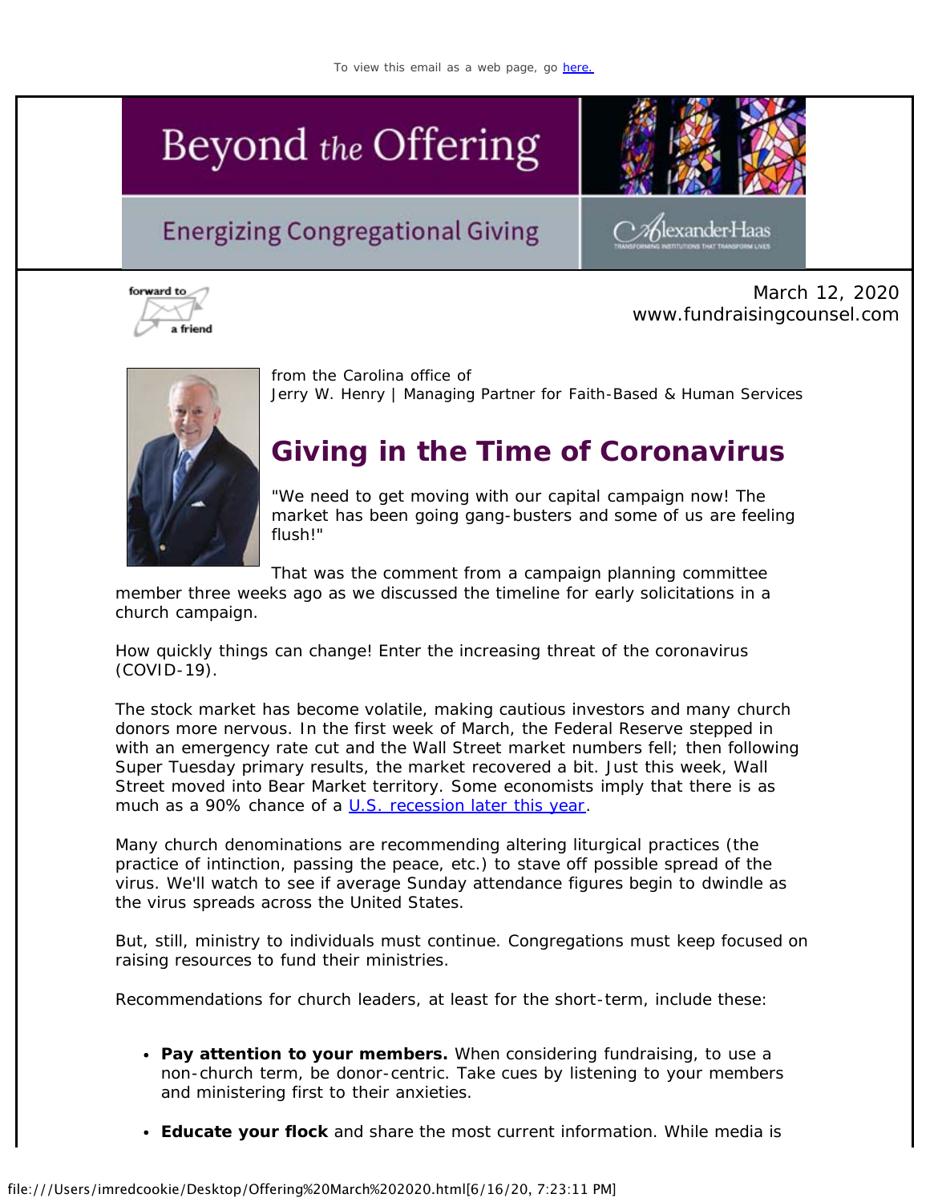To view this email as a web page, go here.

# Beyond the Offering

## Energizing Congregational Giving

forward to a friend

March 12, 2020
www.fundraisingcounsel.com

from the Carolina office of
Jerry W. Henry | Managing Partner for Faith-Based & Human Services

## Giving in the Time of Coronavirus

"We need to get moving with our capital campaign now! The market has been going gang-busters and some of us are feeling flush!"

That was the comment from a campaign planning committee member three weeks ago as we discussed the timeline for early solicitations in a church campaign.

How quickly things can change! Enter the increasing threat of the coronavirus (COVID-19).

The stock market has become volatile, making cautious investors and many church donors more nervous. In the first week of March, the Federal Reserve stepped in with an emergency rate cut and the Wall Street market numbers fell; then following Super Tuesday primary results, the market recovered a bit. Just this week, Wall Street moved into Bear Market territory. Some economists imply that there is as much as a 90% chance of a U.S. recession later this year.

Many church denominations are recommending altering liturgical practices (the practice of intinction, passing the peace, etc.) to stave off possible spread of the virus. We'll watch to see if average Sunday attendance figures begin to dwindle as the virus spreads across the United States.

But, still, ministry to individuals must continue. Congregations must keep focused on raising resources to fund their ministries.

Recommendations for church leaders, at least for the short-term, include these:

- **Pay attention to your members.** When considering fundraising, to use a non-church term, be donor-centric. Take cues by listening to your members and ministering first to their anxieties.
- **Educate your flock** and share the most current information. While media is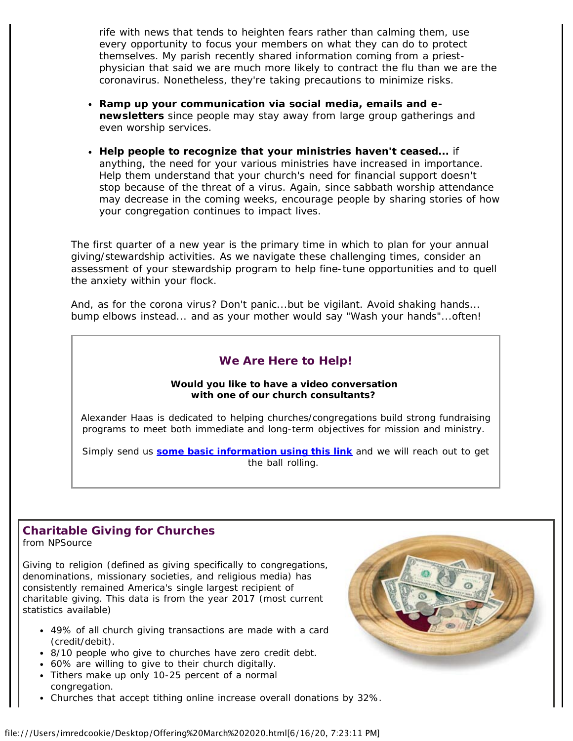rife with news that tends to heighten fears rather than calming them, use every opportunity to focus your members on what they can do to protect themselves. My parish recently shared information coming from a priest-physician that said we are much more likely to contract the flu than we are the coronavirus. Nonetheless, they're taking precautions to minimize risks.

- **Ramp up your communication via social media, emails and e-newsletters** since people may stay away from large group gatherings and even worship services.
- **Help people to recognize that your ministries haven't ceased...** if anything, the need for your various ministries have increased in importance. Help them understand that your church's need for financial support doesn't stop because of the threat of a virus. Again, since sabbath worship attendance may decrease in the coming weeks, encourage people by sharing stories of how your congregation continues to impact lives.

The first quarter of a new year is the primary time in which to plan for your annual giving/stewardship activities. As we navigate these challenging times, consider an assessment of your stewardship program to help fine-tune opportunities and to quell the anxiety within your flock.

And, as for the corona virus? Don't panic...but be vigilant. Avoid shaking hands... bump elbows instead... and as your mother would say "Wash your hands"...often!

### We Are Here to Help!

**Would you like to have a video conversation with one of our church consultants?**

Alexander Haas is dedicated to helping churches/congregations build strong fundraising programs to meet both immediate and long-term objectives for mission and ministry.

Simply send us **some basic information using this link** and we will reach out to get the ball rolling.

## Charitable Giving for Churches

from NPSource

Giving to religion (defined as giving specifically to congregations, denominations, missionary societies, and religious media) has consistently remained America's single largest recipient of charitable giving. This data is from the year 2017 (most current statistics available)

- 49% of all church giving transactions are made with a card (credit/debit).
- 8/10 people who give to churches have zero credit debt.
- 60% are willing to give to their church digitally.
- Tithers make up only 10-25 percent of a normal congregation.
- Churches that accept tithing online increase overall donations by 32%.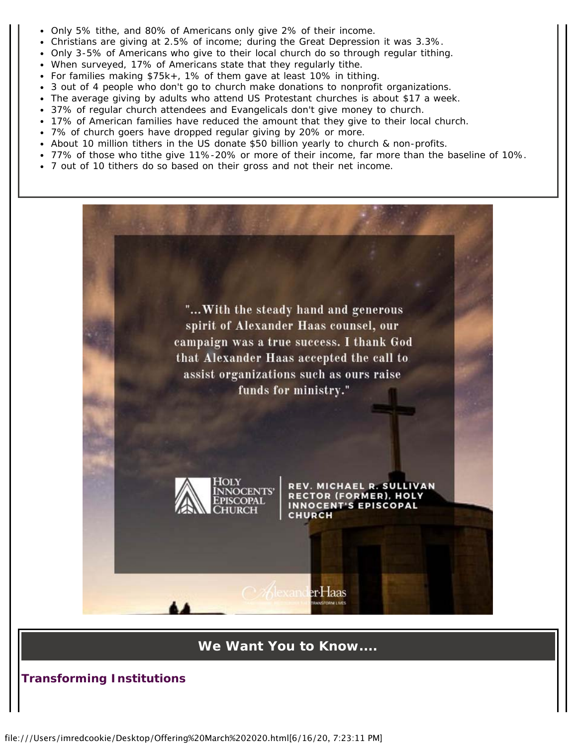- Only 5% tithe, and 80% of Americans only give 2% of their income.
- Christians are giving at 2.5% of income; during the Great Depression it was 3.3%.
- Only 3-5% of Americans who give to their local church do so through regular tithing.
- When surveyed, 17% of Americans state that they regularly tithe.
- For families making $75k+, 1% of them gave at least 10% in tithing.
- 3 out of 4 people who don't go to church make donations to nonprofit organizations.
- The average giving by adults who attend US Protestant churches is about $17 a week.
- 37% of regular church attendees and Evangelicals don't give money to church.
- 17% of American families have reduced the amount that they give to their local church.
- 7% of church goers have dropped regular giving by 20% or more.
- About 10 million tithers in the US donate $50 billion yearly to church & non-profits.
- 77% of those who tithe give 11%-20% or more of their income, far more than the baseline of 10%.
- 7 out of 10 tithers do so based on their gross and not their net income.

"...With the steady hand and generous spirit of Alexander Haas counsel, our campaign was a true success. I thank God that Alexander Haas accepted the call to assist organizations such as ours raise funds for ministry."

Holy Innocents' Episcopal Church

REV. MICHAEL R. SULLIVAN
RECTOR (FORMER), HOLY INNOCENT'S EPISCOPAL CHURCH

Alexander Haas

## We Want You to Know....

### Transforming Institutions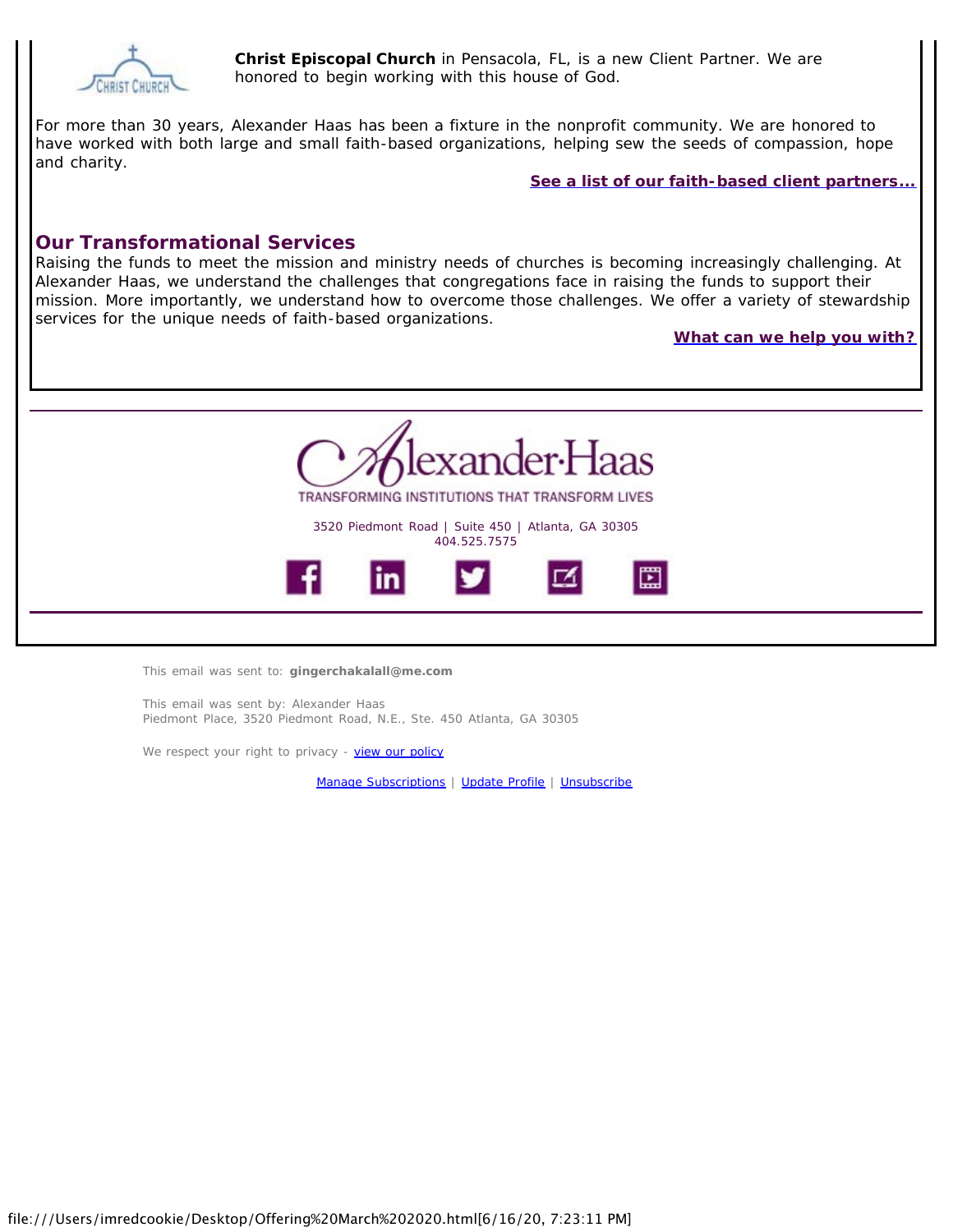**Christ Episcopal Church** in Pensacola, FL, is a new Client Partner. We are honored to begin working with this house of God.

For more than 30 years, Alexander Haas has been a fixture in the nonprofit community. We are honored to have worked with both large and small faith-based organizations, helping sew the seeds of compassion, hope and charity.

**See a list of our faith-based client partners...**

## Our Transformational Services

Raising the funds to meet the mission and ministry needs of churches is becoming increasingly challenging. At Alexander Haas, we understand the challenges that congregations face in raising the funds to support their mission. More importantly, we understand how to overcome those challenges. We offer a variety of stewardship services for the unique needs of faith-based organizations.

**What can we help you with?**

Alexander·Haas

TRANSFORMING INSTITUTIONS THAT TRANSFORM LIVES

3520 Piedmont Road | Suite 450 | Atlanta, GA 30305
404.525.7575

This email was sent to: **gingerchakalall@me.com**

This email was sent by: Alexander Haas
Piedmont Place, 3520 Piedmont Road, N.E., Ste. 450 Atlanta, GA 30305

We respect your right to privacy - view our policy

Manage Subscriptions | Update Profile | Unsubscribe